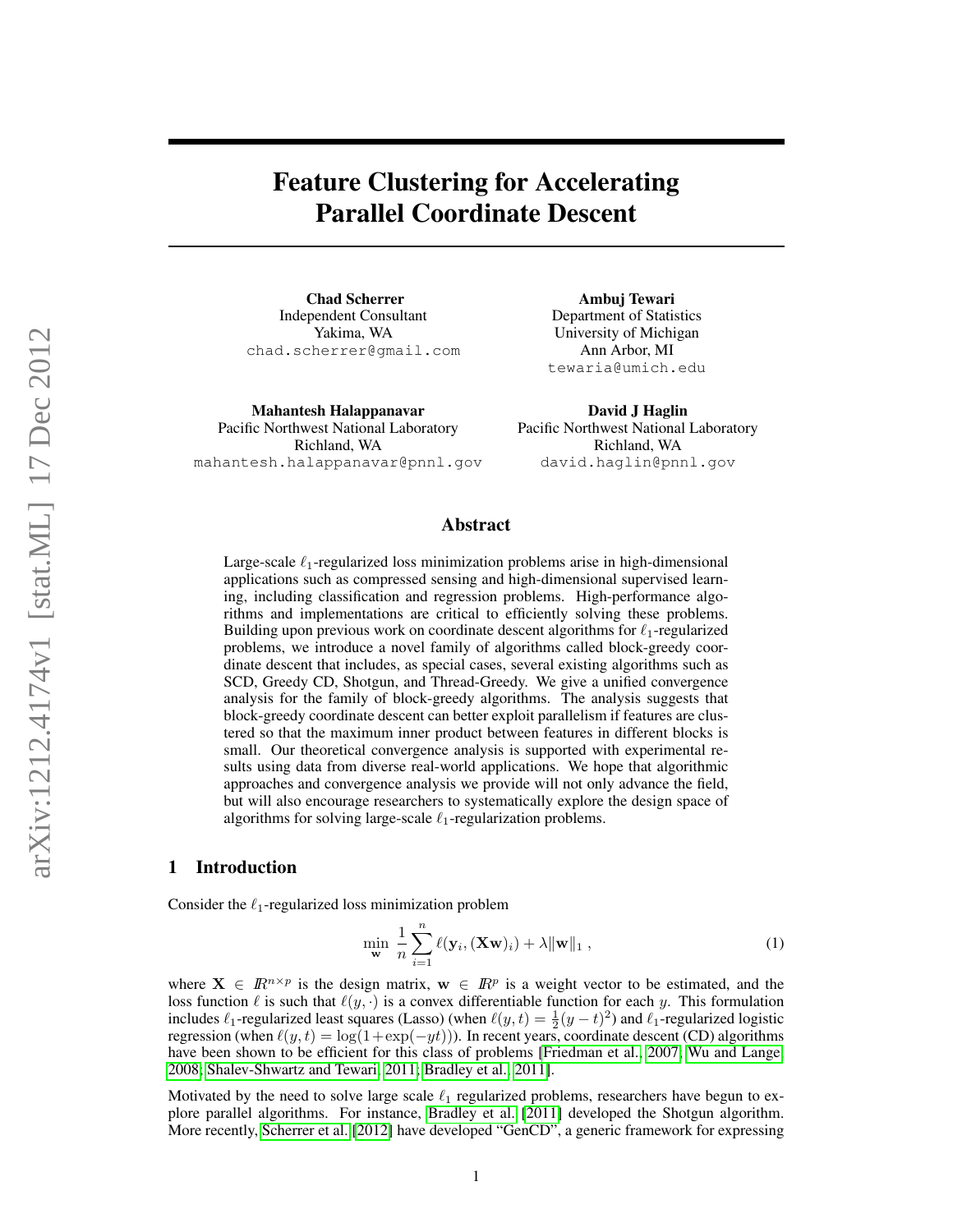# Feature Clustering for Accelerating Parallel Coordinate Descent

**Chad Scherrer**
Independent Consultant
Yakima, WA
chad.scherrer@gmail.com

**Ambuj Tewari**
Department of Statistics
University of Michigan
Ann Arbor, MI
tewaria@umich.edu

**Mahantesh Halappanavar**
Pacific Northwest National Laboratory
Richland, WA
mahantesh.halappanavar@pnnl.gov

**David J Haglin**
Pacific Northwest National Laboratory
Richland, WA
david.haglin@pnnl.gov

## Abstract

Large-scale $\ell_1$-regularized loss minimization problems arise in high-dimensional applications such as compressed sensing and high-dimensional supervised learning, including classification and regression problems. High-performance algorithms and implementations are critical to efficiently solving these problems. Building upon previous work on coordinate descent algorithms for $\ell_1$-regularized problems, we introduce a novel family of algorithms called block-greedy coordinate descent that includes, as special cases, several existing algorithms such as SCD, Greedy CD, Shotgun, and Thread-Greedy. We give a unified convergence analysis for the family of block-greedy algorithms. The analysis suggests that block-greedy coordinate descent can better exploit parallelism if features are clustered so that the maximum inner product between features in different blocks is small. Our theoretical convergence analysis is supported with experimental results using data from diverse real-world applications. We hope that algorithmic approaches and convergence analysis we provide will not only advance the field, but will also encourage researchers to systematically explore the design space of algorithms for solving large-scale $\ell_1$-regularization problems.

## 1 Introduction

Consider the $\ell_1$-regularized loss minimization problem

$$\min_{\mathbf{w}} \frac{1}{n}\sum_{i=1}^{n} \ell(\mathbf{y}_i, (\mathbf{X}\mathbf{w})_i) + \lambda \|\mathbf{w}\|_1 , \tag{1}$$

where $\mathbf{X} \in \mathbb{R}^{n \times p}$ is the design matrix, $\mathbf{w} \in \mathbb{R}^p$ is a weight vector to be estimated, and the loss function $\ell$ is such that $\ell(y, \cdot)$ is a convex differentiable function for each $y$. This formulation includes $\ell_1$-regularized least squares (Lasso) (when $\ell(y,t) = \frac{1}{2}(y-t)^2$) and $\ell_1$-regularized logistic regression (when $\ell(y,t) = \log(1+\exp(-yt))$). In recent years, coordinate descent (CD) algorithms have been shown to be efficient for this class of problems [Friedman et al., 2007; Wu and Lange, 2008; Shalev-Shwartz and Tewari, 2011; Bradley et al., 2011].

Motivated by the need to solve large scale $\ell_1$ regularized problems, researchers have begun to explore parallel algorithms. For instance, Bradley et al. [2011] developed the Shotgun algorithm. More recently, Scherrer et al. [2012] have developed "GenCD", a generic framework for expressing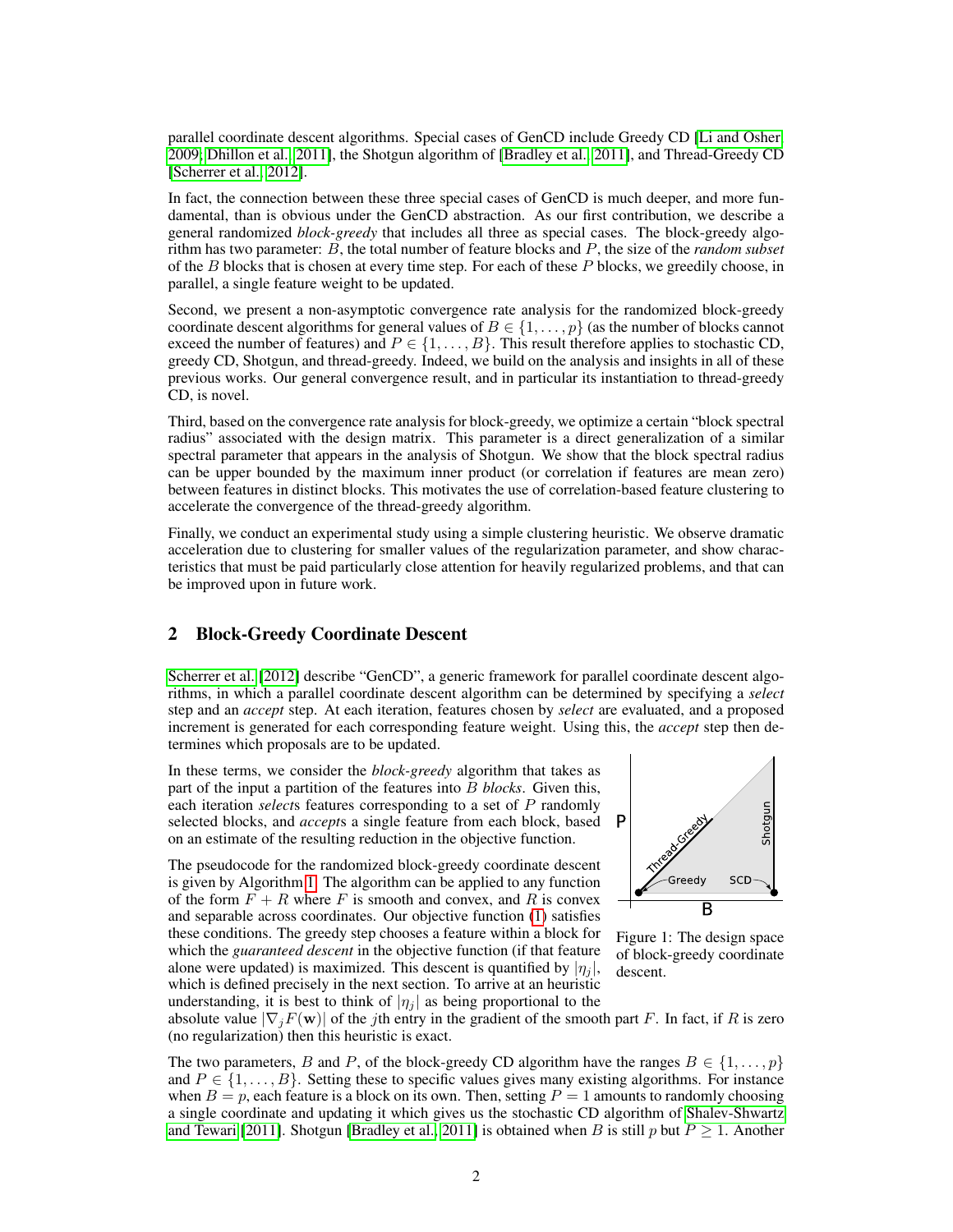parallel coordinate descent algorithms. Special cases of GenCD include Greedy CD [Li and Osher 2009, Dhillon et al. 2011], the Shotgun algorithm of [Bradley et al. 2011], and Thread-Greedy CD [Scherrer et al. 2012].

In fact, the connection between these three special cases of GenCD is much deeper, and more fundamental, than is obvious under the GenCD abstraction. As our first contribution, we describe a general randomized *block-greedy* that includes all three as special cases. The block-greedy algorithm has two parameter: $B$, the total number of feature blocks and $P$, the size of the *random subset* of the $B$ blocks that is chosen at every time step. For each of these $P$ blocks, we greedily choose, in parallel, a single feature weight to be updated.

Second, we present a non-asymptotic convergence rate analysis for the randomized block-greedy coordinate descent algorithms for general values of $B \in \{1, \dots, p\}$ (as the number of blocks cannot exceed the number of features) and $P \in \{1, \dots, B\}$. This result therefore applies to stochastic CD, greedy CD, Shotgun, and thread-greedy. Indeed, we build on the analysis and insights in all of these previous works. Our general convergence result, and in particular its instantiation to thread-greedy CD, is novel.

Third, based on the convergence rate analysis for block-greedy, we optimize a certain "block spectral radius" associated with the design matrix. This parameter is a direct generalization of a similar spectral parameter that appears in the analysis of Shotgun. We show that the block spectral radius can be upper bounded by the maximum inner product (or correlation if features are mean zero) between features in distinct blocks. This motivates the use of correlation-based feature clustering to accelerate the convergence of the thread-greedy algorithm.

Finally, we conduct an experimental study using a simple clustering heuristic. We observe dramatic acceleration due to clustering for smaller values of the regularization parameter, and show characteristics that must be paid particularly close attention for heavily regularized problems, and that can be improved upon in future work.

## 2 Block-Greedy Coordinate Descent

Scherrer et al. [2012] describe "GenCD", a generic framework for parallel coordinate descent algorithms, in which a parallel coordinate descent algorithm can be determined by specifying a *select* step and an *accept* step. At each iteration, features chosen by *select* are evaluated, and a proposed increment is generated for each corresponding feature weight. Using this, the *accept* step then determines which proposals are to be updated.

In these terms, we consider the *block-greedy* algorithm that takes as part of the input a partition of the features into $B$ *blocks*. Given this, each iteration *select*s features corresponding to a set of $P$ randomly selected blocks, and *accept*s a single feature from each block, based on an estimate of the resulting reduction in the objective function.

Figure 1: The design space of block-greedy coordinate descent.

The pseudocode for the randomized block-greedy coordinate descent is given by Algorithm 1. The algorithm can be applied to any function of the form $F + R$ where $F$ is smooth and convex, and $R$ is convex and separable across coordinates. Our objective function (1) satisfies these conditions. The greedy step chooses a feature within a block for which the *guaranteed descent* in the objective function (if that feature alone were updated) is maximized. This descent is quantified by $|\eta_j|$, which is defined precisely in the next section. To arrive at an heuristic understanding, it is best to think of $|\eta_j|$ as being proportional to the absolute value $|\nabla_j F(\mathbf{w})|$ of the $j$th entry in the gradient of the smooth part $F$. In fact, if $R$ is zero (no regularization) then this heuristic is exact.

The two parameters, $B$ and $P$, of the block-greedy CD algorithm have the ranges $B \in \{1, \dots, p\}$ and $P \in \{1, \dots, B\}$. Setting these to specific values gives many existing algorithms. For instance when $B = p$, each feature is a block on its own. Then, setting $P = 1$ amounts to randomly choosing a single coordinate and updating it which gives us the stochastic CD algorithm of Shalev-Shwartz and Tewari [2011]. Shotgun [Bradley et al. 2011] is obtained when $B$ is still $p$ but $P \geq 1$. Another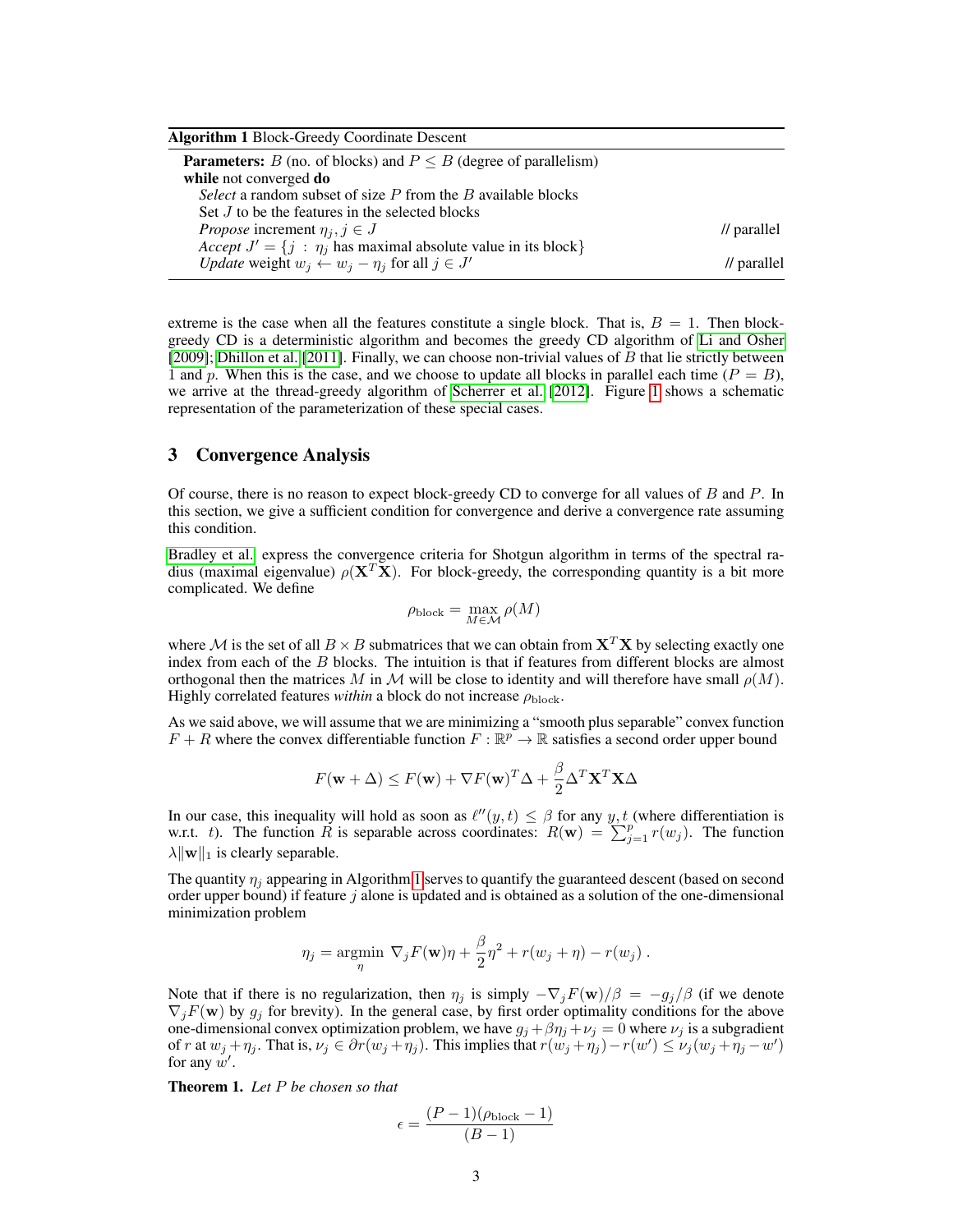**Algorithm 1** Block-Greedy Coordinate Descent

**Parameters:** $B$ (no. of blocks) and $P \leq B$ (degree of parallelism)
**while** not converged **do**
  *Select* a random subset of size $P$ from the $B$ available blocks
  Set $J$ to be the features in the selected blocks
  *Propose* increment $\eta_j, j \in J$ // parallel
  *Accept* $J' = \{j : \eta_j$ has maximal absolute value in its block$\}$
  *Update* weight $w_j \leftarrow w_j - \eta_j$ for all $j \in J'$ // parallel

extreme is the case when all the features constitute a single block. That is, $B = 1$. Then block-greedy CD is a deterministic algorithm and becomes the greedy CD algorithm of Li and Osher [2009]; Dhillon et al. [2011]. Finally, we can choose non-trivial values of $B$ that lie strictly between 1 and $p$. When this is the case, and we choose to update all blocks in parallel each time ($P = B$), we arrive at the thread-greedy algorithm of Scherrer et al. [2012]. Figure 1 shows a schematic representation of the parameterization of these special cases.

## 3 Convergence Analysis

Of course, there is no reason to expect block-greedy CD to converge for all values of $B$ and $P$. In this section, we give a sufficient condition for convergence and derive a convergence rate assuming this condition.

Bradley et al. express the convergence criteria for Shotgun algorithm in terms of the spectral radius (maximal eigenvalue) $\rho(\mathbf{X}^T\mathbf{X})$. For block-greedy, the corresponding quantity is a bit more complicated. We define

$$\rho_{\text{block}} = \max_{M \in \mathcal{M}} \rho(M)$$

where $\mathcal{M}$ is the set of all $B \times B$ submatrices that we can obtain from $\mathbf{X}^T\mathbf{X}$ by selecting exactly one index from each of the $B$ blocks. The intuition is that if features from different blocks are almost orthogonal then the matrices $M$ in $\mathcal{M}$ will be close to identity and will therefore have small $\rho(M)$. Highly correlated features *within* a block do not increase $\rho_{\text{block}}$.

As we said above, we will assume that we are minimizing a "smooth plus separable" convex function $F + R$ where the convex differentiable function $F : \mathbb{R}^p \to \mathbb{R}$ satisfies a second order upper bound

$$F(\mathbf{w} + \Delta) \leq F(\mathbf{w}) + \nabla F(\mathbf{w})^T \Delta + \frac{\beta}{2} \Delta^T \mathbf{X}^T \mathbf{X} \Delta$$

In our case, this inequality will hold as soon as $\ell''(y, t) \leq \beta$ for any $y, t$ (where differentiation is w.r.t. $t$). The function $R$ is separable across coordinates: $R(\mathbf{w}) = \sum_{j=1}^{p} r(w_j)$. The function $\lambda \|\mathbf{w}\|_1$ is clearly separable.

The quantity $\eta_j$ appearing in Algorithm 1 serves to quantify the guaranteed descent (based on second order upper bound) if feature $j$ alone is updated and is obtained as a solution of the one-dimensional minimization problem

$$\eta_j = \operatorname*{argmin}_{\eta} \; \nabla_j F(\mathbf{w})\eta + \frac{\beta}{2}\eta^2 + r(w_j + \eta) - r(w_j)\,.$$

Note that if there is no regularization, then $\eta_j$ is simply $-\nabla_j F(\mathbf{w})/\beta = -g_j/\beta$ (if we denote $\nabla_j F(\mathbf{w})$ by $g_j$ for brevity). In the general case, by first order optimality conditions for the above one-dimensional convex optimization problem, we have $g_j + \beta\eta_j + \nu_j = 0$ where $\nu_j$ is a subgradient of $r$ at $w_j + \eta_j$. That is, $\nu_j \in \partial r(w_j + \eta_j)$. This implies that $r(w_j + \eta_j) - r(w') \leq \nu_j(w_j + \eta_j - w')$ for any $w'$.

**Theorem 1.** *Let $P$ be chosen so that*

$$\epsilon = \frac{(P-1)(\rho_{\text{block}} - 1)}{(B-1)}$$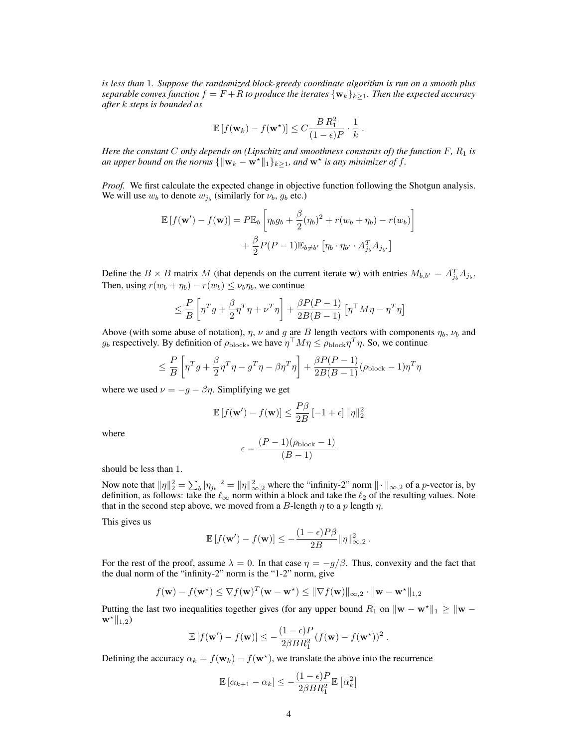*is less than* 1*. Suppose the randomized block-greedy coordinate algorithm is run on a smooth plus separable convex function* $f = F + R$ *to produce the iterates* $\{\mathbf{w}_k\}_{k\geq 1}$*. Then the expected accuracy after* $k$ *steps is bounded as*

$$\mathbb{E}\left[f(\mathbf{w}_k) - f(\mathbf{w}^\star)\right] \leq C \frac{B\, R_1^2}{(1-\epsilon)P} \cdot \frac{1}{k} \,.$$

*Here the constant* $C$ *only depends on (Lipschitz and smoothness constants of) the function* $F$*,* $R_1$ *is an upper bound on the norms* $\{\|\mathbf{w}_k - \mathbf{w}^\star\|_1\}_{k\geq 1}$*, and* $\mathbf{w}^\star$ *is any minimizer of* $f$*.*

*Proof.* We first calculate the expected change in objective function following the Shotgun analysis. We will use $w_b$ to denote $w_{j_b}$ (similarly for $\nu_b$, $g_b$ etc.)

$$\mathbb{E}\left[f(\mathbf{w}') - f(\mathbf{w})\right] = P\mathbb{E}_b\left[\eta_b g_b + \frac{\beta}{2}(\eta_b)^2 + r(w_b + \eta_b) - r(w_b)\right] + \frac{\beta}{2}P(P-1)\mathbb{E}_{b\neq b'}\left[\eta_b \cdot \eta_{b'} \cdot A_{j_b}^T A_{j_{b'}}\right]$$

Define the $B \times B$ matrix $M$ (that depends on the current iterate $\mathbf{w}$) with entries $M_{b,b'} = A_{j_b}^T A_{j_b}$. Then, using $r(w_b + \eta_b) - r(w_b) \leq \nu_b \eta_b$, we continue

$$\leq \frac{P}{B}\left[\eta^T g + \frac{\beta}{2}\eta^T\eta + \nu^T\eta\right] + \frac{\beta P(P-1)}{2B(B-1)}\left[\eta^\top M\eta - \eta^T\eta\right]$$

Above (with some abuse of notation), $\eta$, $\nu$ and $g$ are $B$ length vectors with components $\eta_b$, $\nu_b$ and $g_b$ respectively. By definition of $\rho_{\text{block}}$, we have $\eta^\top M\eta \leq \rho_{\text{block}}\eta^T\eta$. So, we continue

$$\leq \frac{P}{B}\left[\eta^T g + \frac{\beta}{2}\eta^T\eta - g^T\eta - \beta\eta^T\eta\right] + \frac{\beta P(P-1)}{2B(B-1)}(\rho_{\text{block}} - 1)\eta^T\eta$$

where we used $\nu = -g - \beta\eta$. Simplifying we get

$$\mathbb{E}\left[f(\mathbf{w}') - f(\mathbf{w})\right] \leq \frac{P\beta}{2B}\left[-1 + \epsilon\right]\|\eta\|_2^2$$

where

$$\epsilon = \frac{(P-1)(\rho_{\text{block}} - 1)}{(B-1)}$$

should be less than 1.

Now note that $\|\eta\|_2^2 = \sum_b |\eta_{j_b}|^2 = \|\eta\|_{\infty,2}^2$ where the "infinity-2" norm $\|\cdot\|_{\infty,2}$ of a $p$-vector is, by definition, as follows: take the $\ell_\infty$ norm within a block and take the $\ell_2$ of the resulting values. Note that in the second step above, we moved from a $B$-length $\eta$ to a $p$ length $\eta$.

This gives us

$$\mathbb{E}\left[f(\mathbf{w}') - f(\mathbf{w})\right] \leq -\frac{(1-\epsilon)P\beta}{2B}\|\eta\|_{\infty,2}^2 \,.$$

For the rest of the proof, assume $\lambda = 0$. In that case $\eta = -g/\beta$. Thus, convexity and the fact that the dual norm of the "infinity-2" norm is the "1-2" norm, give

$$f(\mathbf{w}) - f(\mathbf{w}^\star) \leq \nabla f(\mathbf{w})^T(\mathbf{w} - \mathbf{w}^\star) \leq \|\nabla f(\mathbf{w})\|_{\infty,2} \cdot \|\mathbf{w} - \mathbf{w}^\star\|_{1,2}$$

Putting the last two inequalities together gives (for any upper bound $R_1$ on $\|\mathbf{w} - \mathbf{w}^\star\|_1 \geq \|\mathbf{w} - \mathbf{w}^\star\|_{1,2}$)

$$\mathbb{E}\left[f(\mathbf{w}') - f(\mathbf{w})\right] \leq -\frac{(1-\epsilon)P}{2\beta B R_1^2}(f(\mathbf{w}) - f(\mathbf{w}^\star))^2 \,.$$

Defining the accuracy $\alpha_k = f(\mathbf{w}_k) - f(\mathbf{w}^\star)$, we translate the above into the recurrence

$$\mathbb{E}\left[\alpha_{k+1} - \alpha_k\right] \leq -\frac{(1-\epsilon)P}{2\beta B R_1^2}\mathbb{E}\left[\alpha_k^2\right]$$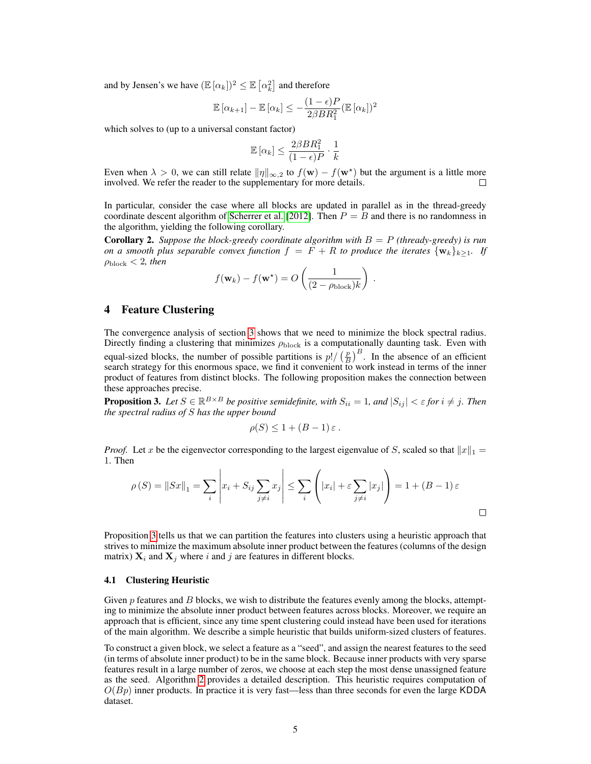and by Jensen's we have $(\mathbb{E}[\alpha_k])^2 \leq \mathbb{E}[\alpha_k^2]$ and therefore

$$\mathbb{E}[\alpha_{k+1}] - \mathbb{E}[\alpha_k] \leq -\frac{(1-\epsilon)P}{2\beta B R_1^2}(\mathbb{E}[\alpha_k])^2$$

which solves to (up to a universal constant factor)

$$\mathbb{E}[\alpha_k] \leq \frac{2\beta B R_1^2}{(1-\epsilon)P} \cdot \frac{1}{k}$$

Even when $\lambda > 0$, we can still relate $\|\eta\|_{\infty,2}$ to $f(\mathbf{w}) - f(\mathbf{w}^\star)$ but the argument is a little more involved. We refer the reader to the supplementary for more details. □

In particular, consider the case where all blocks are updated in parallel as in the thread-greedy coordinate descent algorithm of Scherrer et al. [2012]. Then $P = B$ and there is no randomness in the algorithm, yielding the following corollary.

**Corollary 2.** *Suppose the block-greedy coordinate algorithm with $B = P$ (thready-greedy) is run on a smooth plus separable convex function $f = F + R$ to produce the iterates $\{\mathbf{w}_k\}_{k\geq 1}$. If $\rho_{\text{block}} < 2$, then*

$$f(\mathbf{w}_k) - f(\mathbf{w}^\star) = O\left(\frac{1}{(2-\rho_{\text{block}})k}\right) .$$

## 4 Feature Clustering

The convergence analysis of section 3 shows that we need to minimize the block spectral radius. Directly finding a clustering that minimizes $\rho_{\text{block}}$ is a computationally daunting task. Even with equal-sized blocks, the number of possible partitions is $p!/\left(\frac{p}{B}\right)^B$. In the absence of an efficient search strategy for this enormous space, we find it convenient to work instead in terms of the inner product of features from distinct blocks. The following proposition makes the connection between these approaches precise.

**Proposition 3.** *Let $S \in \mathbb{R}^{B\times B}$ be positive semidefinite, with $S_{ii} = 1$, and $|S_{ij}| < \varepsilon$ for $i \neq j$. Then the spectral radius of $S$ has the upper bound*

$$\rho(S) \leq 1 + (B-1)\,\varepsilon\,.$$

*Proof.* Let $x$ be the eigenvector corresponding to the largest eigenvalue of $S$, scaled so that $\|x\|_1 = 1$. Then

$$\rho(S) = \|Sx\|_1 = \sum_i \left| x_i + S_{ij}\sum_{j\neq i} x_j \right| \leq \sum_i \left( |x_i| + \varepsilon \sum_{j\neq i} |x_j| \right) = 1 + (B-1)\,\varepsilon$$

□

Proposition 3 tells us that we can partition the features into clusters using a heuristic approach that strives to minimize the maximum absolute inner product between the features (columns of the design matrix) $\mathbf{X}_i$ and $\mathbf{X}_j$ where $i$ and $j$ are features in different blocks.

### 4.1 Clustering Heuristic

Given $p$ features and $B$ blocks, we wish to distribute the features evenly among the blocks, attempting to minimize the absolute inner product between features across blocks. Moreover, we require an approach that is efficient, since any time spent clustering could instead have been used for iterations of the main algorithm. We describe a simple heuristic that builds uniform-sized clusters of features.

To construct a given block, we select a feature as a "seed", and assign the nearest features to the seed (in terms of absolute inner product) to be in the same block. Because inner products with very sparse features result in a large number of zeros, we choose at each step the most dense unassigned feature as the seed. Algorithm 2 provides a detailed description. This heuristic requires computation of $O(Bp)$ inner products. In practice it is very fast—less than three seconds for even the large KDDA dataset.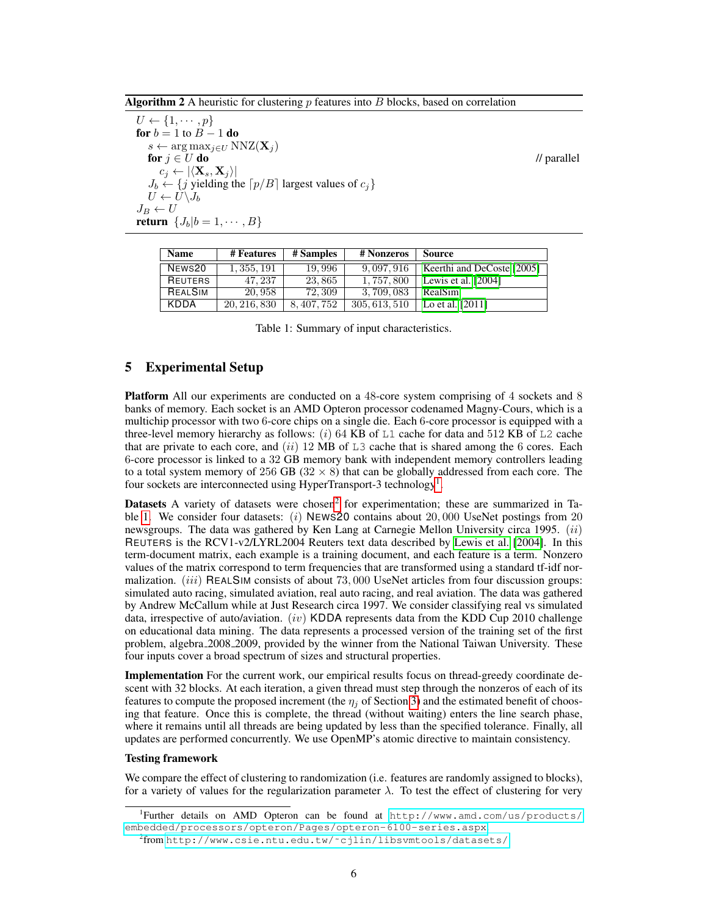**Algorithm 2** A heuristic for clustering $p$ features into $B$ blocks, based on correlation

$U \leftarrow \{1, \cdots, p\}$
**for** $b = 1$ to $B - 1$ **do**
  $s \leftarrow \arg\max_{j \in U} \text{NNZ}(\mathbf{X}_j)$
  **for** $j \in U$ **do** // parallel
    $c_j \leftarrow |\langle \mathbf{X}_s, \mathbf{X}_j \rangle|$
  $J_b \leftarrow \{j$ yielding the $\lceil p/B \rceil$ largest values of $c_j\}$
  $U \leftarrow U \backslash J_b$
$J_B \leftarrow U$
**return** $\{J_b | b = 1, \cdots, B\}$

| Name | # Features | # Samples | # Nonzeros | Source |
|---|---|---|---|---|
| NEWS20 | 1,355,191 | 19,996 | 9,097,916 | Keerthi and DeCoste [2005] |
| REUTERS | 47,237 | 23,865 | 1,757,800 | Lewis et al. [2004] |
| REALSIM | 20,958 | 72,309 | 3,709,083 | RealSim |
| KDDA | 20,216,830 | 8,407,752 | 305,613,510 | Lo et al. [2011] |

Table 1: Summary of input characteristics.

## 5 Experimental Setup

**Platform** All our experiments are conducted on a 48-core system comprising of 4 sockets and 8 banks of memory. Each socket is an AMD Opteron processor codenamed Magny-Cours, which is a multichip processor with two 6-core chips on a single die. Each 6-core processor is equipped with a three-level memory hierarchy as follows: $(i)$ 64 KB of L1 cache for data and 512 KB of L2 cache that are private to each core, and $(ii)$ 12 MB of L3 cache that is shared among the 6 cores. Each 6-core processor is linked to a 32 GB memory bank with independent memory controllers leading to a total system memory of 256 GB ($32 \times 8$) that can be globally addressed from each core. The four sockets are interconnected using HyperTransport-3 technology[1].

**Datasets** A variety of datasets were chosen[2] for experimentation; these are summarized in Table 1. We consider four datasets: $(i)$ NEWS20 contains about 20,000 UseNet postings from 20 newsgroups. The data was gathered by Ken Lang at Carnegie Mellon University circa 1995. $(ii)$ REUTERS is the RCV1-v2/LYRL2004 Reuters text data described by Lewis et al. [2004]. In this term-document matrix, each example is a training document, and each feature is a term. Nonzero values of the matrix correspond to term frequencies that are transformed using a standard tf-idf normalization. $(iii)$ REALSIM consists of about 73,000 UseNet articles from four discussion groups: simulated auto racing, simulated aviation, real auto racing, and real aviation. The data was gathered by Andrew McCallum while at Just Research circa 1997. We consider classifying real vs simulated data, irrespective of auto/aviation. $(iv)$ KDDA represents data from the KDD Cup 2010 challenge on educational data mining. The data represents a processed version of the training set of the first problem, algebra_2008_2009, provided by the winner from the National Taiwan University. These four inputs cover a broad spectrum of sizes and structural properties.

**Implementation** For the current work, our empirical results focus on thread-greedy coordinate descent with 32 blocks. At each iteration, a given thread must step through the nonzeros of each of its features to compute the proposed increment (the $\eta_j$ of Section 3) and the estimated benefit of choosing that feature. Once this is complete, the thread (without waiting) enters the line search phase, where it remains until all threads are being updated by less than the specified tolerance. Finally, all updates are performed concurrently. We use OpenMP's atomic directive to maintain consistency.

**Testing framework**

We compare the effect of clustering to randomization (i.e. features are randomly assigned to blocks), for a variety of values for the regularization parameter $\lambda$. To test the effect of clustering for very

[1] Further details on AMD Opteron can be found at http://www.amd.com/us/products/embedded/processors/opteron/Pages/opteron-6100-series.aspx

[2] from http://www.csie.ntu.edu.tw/~cjlin/libsvmtools/datasets/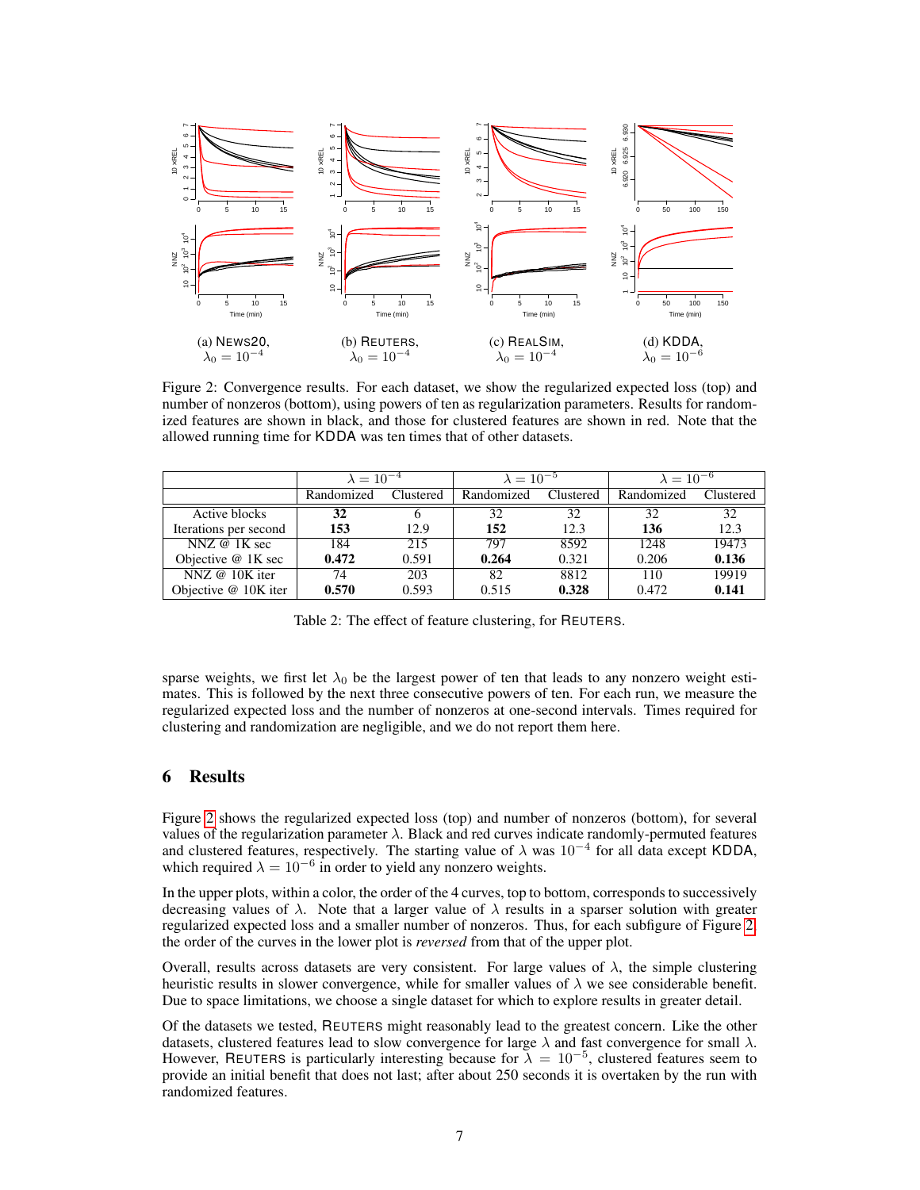(a) NEWS20, $\lambda_0 = 10^{-4}$

(b) REUTERS, $\lambda_0 = 10^{-4}$

(c) REALSIM, $\lambda_0 = 10^{-4}$

(d) KDDA, $\lambda_0 = 10^{-6}$

Figure 2: Convergence results. For each dataset, we show the regularized expected loss (top) and number of nonzeros (bottom), using powers of ten as regularization parameters. Results for randomized features are shown in black, and those for clustered features are shown in red. Note that the allowed running time for KDDA was ten times that of other datasets.

| | $\lambda = 10^{-4}$ | | $\lambda = 10^{-5}$ | | $\lambda = 10^{-6}$ | |
|---|---|---|---|---|---|---|
| | Randomized | Clustered | Randomized | Clustered | Randomized | Clustered |
| Active blocks | **32** | 6 | 32 | 32 | 32 | 32 |
| Iterations per second | **153** | 12.9 | **152** | 12.3 | **136** | 12.3 |
| NNZ @ 1K sec | 184 | 215 | 797 | 8592 | 1248 | 19473 |
| Objective @ 1K sec | **0.472** | 0.591 | **0.264** | 0.321 | 0.206 | **0.136** |
| NNZ @ 10K iter | 74 | 203 | 82 | 8812 | 110 | 19919 |
| Objective @ 10K iter | **0.570** | 0.593 | 0.515 | **0.328** | 0.472 | **0.141** |

Table 2: The effect of feature clustering, for REUTERS.

sparse weights, we first let $\lambda_0$ be the largest power of ten that leads to any nonzero weight estimates. This is followed by the next three consecutive powers of ten. For each run, we measure the regularized expected loss and the number of nonzeros at one-second intervals. Times required for clustering and randomization are negligible, and we do not report them here.

## 6 Results

Figure 2 shows the regularized expected loss (top) and number of nonzeros (bottom), for several values of the regularization parameter $\lambda$. Black and red curves indicate randomly-permuted features and clustered features, respectively. The starting value of $\lambda$ was $10^{-4}$ for all data except KDDA, which required $\lambda = 10^{-6}$ in order to yield any nonzero weights.

In the upper plots, within a color, the order of the 4 curves, top to bottom, corresponds to successively decreasing values of $\lambda$. Note that a larger value of $\lambda$ results in a sparser solution with greater regularized expected loss and a smaller number of nonzeros. Thus, for each subfigure of Figure 2, the order of the curves in the lower plot is *reversed* from that of the upper plot.

Overall, results across datasets are very consistent. For large values of $\lambda$, the simple clustering heuristic results in slower convergence, while for smaller values of $\lambda$ we see considerable benefit. Due to space limitations, we choose a single dataset for which to explore results in greater detail.

Of the datasets we tested, REUTERS might reasonably lead to the greatest concern. Like the other datasets, clustered features lead to slow convergence for large $\lambda$ and fast convergence for small $\lambda$. However, REUTERS is particularly interesting because for $\lambda = 10^{-5}$, clustered features seem to provide an initial benefit that does not last; after about 250 seconds it is overtaken by the run with randomized features.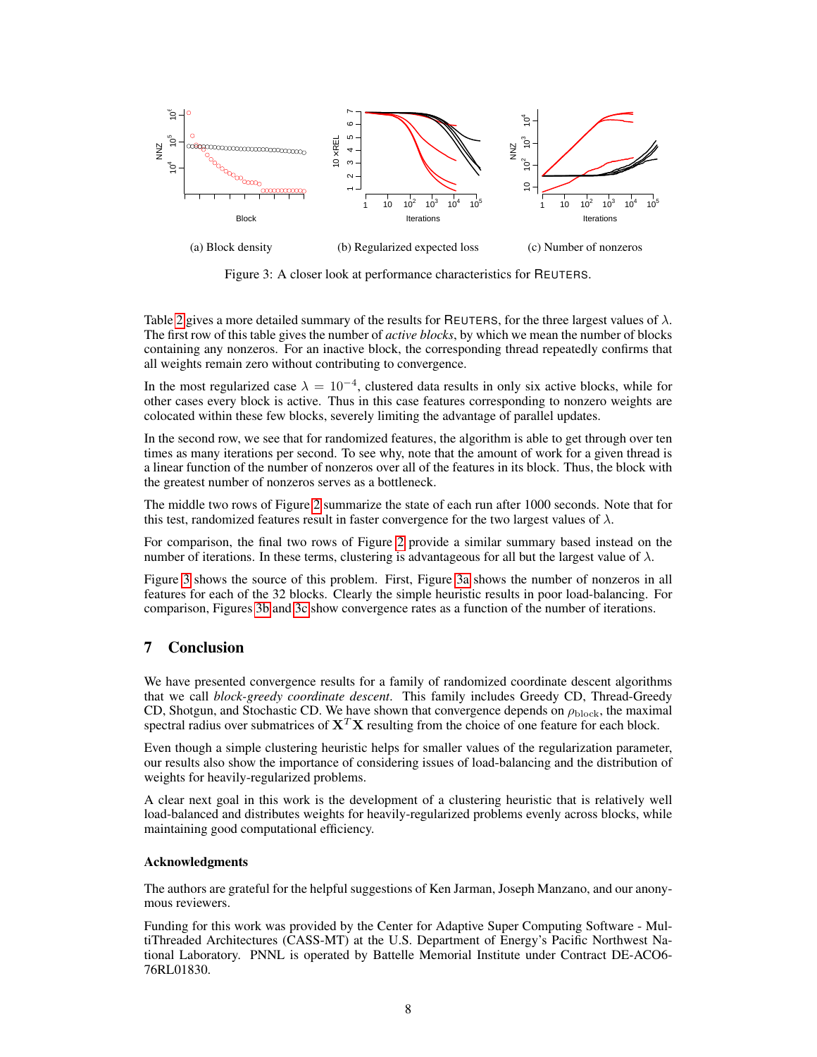(a) Block density (b) Regularized expected loss (c) Number of nonzeros

Figure 3: A closer look at performance characteristics for REUTERS.

Table 2 gives a more detailed summary of the results for REUTERS, for the three largest values of $\lambda$. The first row of this table gives the number of *active blocks*, by which we mean the number of blocks containing any nonzeros. For an inactive block, the corresponding thread repeatedly confirms that all weights remain zero without contributing to convergence.

In the most regularized case $\lambda = 10^{-4}$, clustered data results in only six active blocks, while for other cases every block is active. Thus in this case features corresponding to nonzero weights are colocated within these few blocks, severely limiting the advantage of parallel updates.

In the second row, we see that for randomized features, the algorithm is able to get through over ten times as many iterations per second. To see why, note that the amount of work for a given thread is a linear function of the number of nonzeros over all of the features in its block. Thus, the block with the greatest number of nonzeros serves as a bottleneck.

The middle two rows of Figure 2 summarize the state of each run after 1000 seconds. Note that for this test, randomized features result in faster convergence for the two largest values of $\lambda$.

For comparison, the final two rows of Figure 2 provide a similar summary based instead on the number of iterations. In these terms, clustering is advantageous for all but the largest value of $\lambda$.

Figure 3 shows the source of this problem. First, Figure 3a shows the number of nonzeros in all features for each of the 32 blocks. Clearly the simple heuristic results in poor load-balancing. For comparison, Figures 3b and 3c show convergence rates as a function of the number of iterations.

## 7 Conclusion

We have presented convergence results for a family of randomized coordinate descent algorithms that we call *block-greedy coordinate descent*. This family includes Greedy CD, Thread-Greedy CD, Shotgun, and Stochastic CD. We have shown that convergence depends on $\rho_{\text{block}}$, the maximal spectral radius over submatrices of $\mathbf{X}^T\mathbf{X}$ resulting from the choice of one feature for each block.

Even though a simple clustering heuristic helps for smaller values of the regularization parameter, our results also show the importance of considering issues of load-balancing and the distribution of weights for heavily-regularized problems.

A clear next goal in this work is the development of a clustering heuristic that is relatively well load-balanced and distributes weights for heavily-regularized problems evenly across blocks, while maintaining good computational efficiency.

### Acknowledgments

The authors are grateful for the helpful suggestions of Ken Jarman, Joseph Manzano, and our anonymous reviewers.

Funding for this work was provided by the Center for Adaptive Super Computing Software - MultiThreaded Architectures (CASS-MT) at the U.S. Department of Energy's Pacific Northwest National Laboratory. PNNL is operated by Battelle Memorial Institute under Contract DE-ACO6-76RL01830.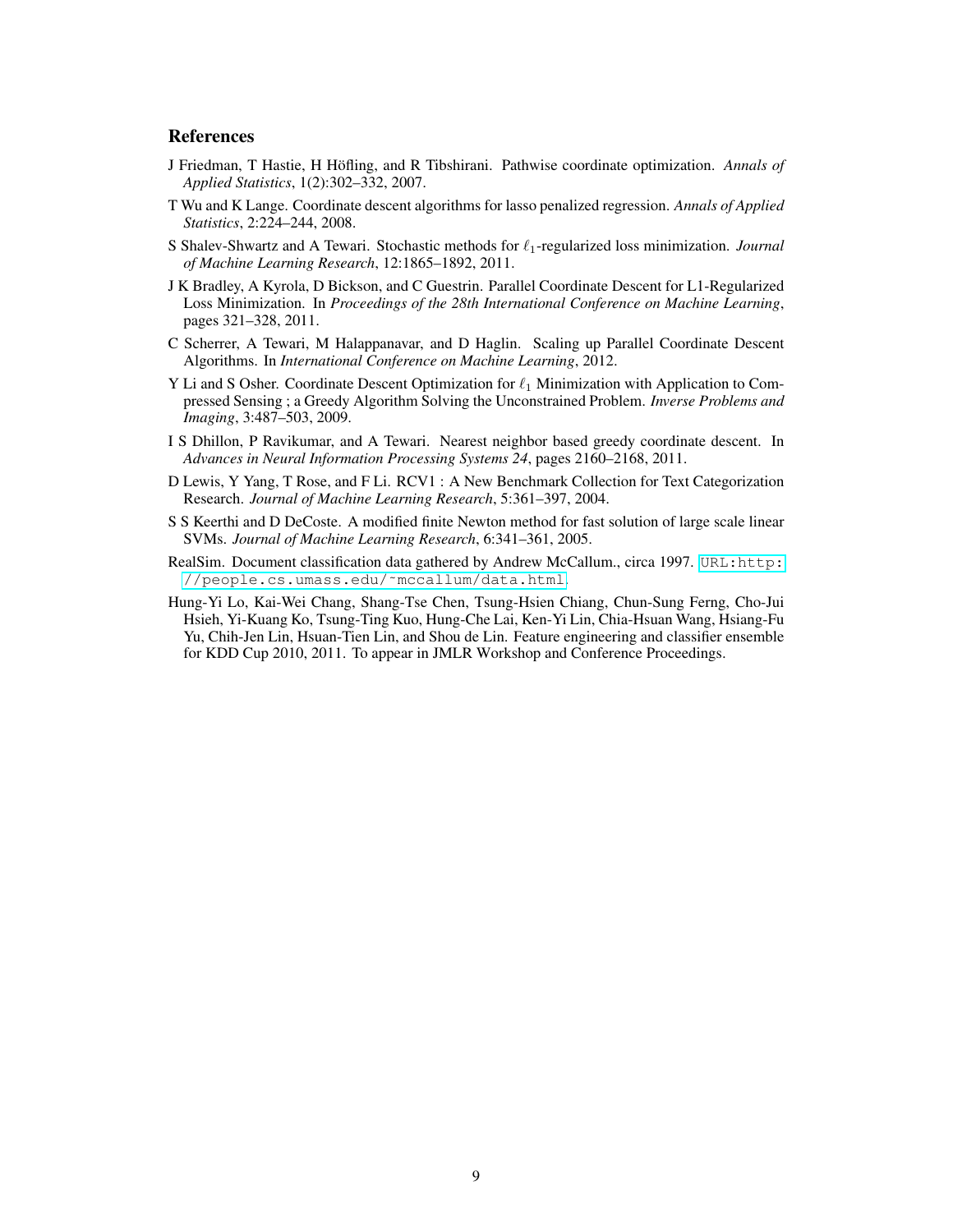## References

J Friedman, T Hastie, H Höfling, and R Tibshirani. Pathwise coordinate optimization. *Annals of Applied Statistics*, 1(2):302–332, 2007.

T Wu and K Lange. Coordinate descent algorithms for lasso penalized regression. *Annals of Applied Statistics*, 2:224–244, 2008.

S Shalev-Shwartz and A Tewari. Stochastic methods for $\ell_1$-regularized loss minimization. *Journal of Machine Learning Research*, 12:1865–1892, 2011.

J K Bradley, A Kyrola, D Bickson, and C Guestrin. Parallel Coordinate Descent for L1-Regularized Loss Minimization. In *Proceedings of the 28th International Conference on Machine Learning*, pages 321–328, 2011.

C Scherrer, A Tewari, M Halappanavar, and D Haglin. Scaling up Parallel Coordinate Descent Algorithms. In *International Conference on Machine Learning*, 2012.

Y Li and S Osher. Coordinate Descent Optimization for $\ell_1$ Minimization with Application to Compressed Sensing ; a Greedy Algorithm Solving the Unconstrained Problem. *Inverse Problems and Imaging*, 3:487–503, 2009.

I S Dhillon, P Ravikumar, and A Tewari. Nearest neighbor based greedy coordinate descent. In *Advances in Neural Information Processing Systems 24*, pages 2160–2168, 2011.

D Lewis, Y Yang, T Rose, and F Li. RCV1 : A New Benchmark Collection for Text Categorization Research. *Journal of Machine Learning Research*, 5:361–397, 2004.

S S Keerthi and D DeCoste. A modified finite Newton method for fast solution of large scale linear SVMs. *Journal of Machine Learning Research*, 6:341–361, 2005.

RealSim. Document classification data gathered by Andrew McCallum., circa 1997. `URL:http://people.cs.umass.edu/~mccallum/data.html`.

Hung-Yi Lo, Kai-Wei Chang, Shang-Tse Chen, Tsung-Hsien Chiang, Chun-Sung Ferng, Cho-Jui Hsieh, Yi-Kuang Ko, Tsung-Ting Kuo, Hung-Che Lai, Ken-Yi Lin, Chia-Hsuan Wang, Hsiang-Fu Yu, Chih-Jen Lin, Hsuan-Tien Lin, and Shou de Lin. Feature engineering and classifier ensemble for KDD Cup 2010, 2011. To appear in JMLR Workshop and Conference Proceedings.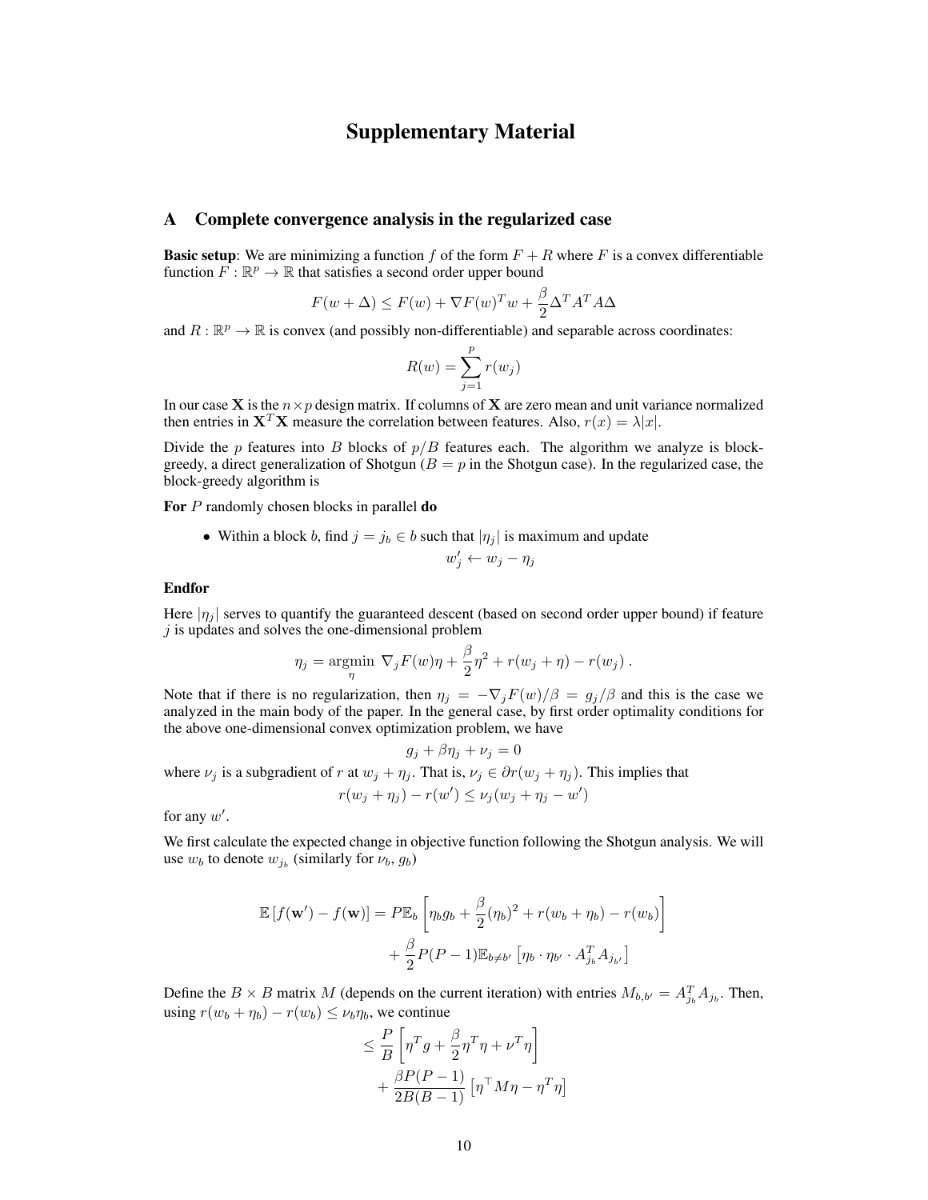# Supplementary Material

## A Complete convergence analysis in the regularized case

**Basic setup**: We are minimizing a function $f$ of the form $F + R$ where $F$ is a convex differentiable function $F : \mathbb{R}^p \to \mathbb{R}$ that satisfies a second order upper bound

$$F(w + \Delta) \leq F(w) + \nabla F(w)^T w + \frac{\beta}{2} \Delta^T A^T A \Delta$$

and $R : \mathbb{R}^p \to \mathbb{R}$ is convex (and possibly non-differentiable) and separable across coordinates:

$$R(w) = \sum_{j=1}^{p} r(w_j)$$

In our case $\mathbf{X}$ is the $n \times p$ design matrix. If columns of $\mathbf{X}$ are zero mean and unit variance normalized then entries in $\mathbf{X}^T\mathbf{X}$ measure the correlation between features. Also, $r(x) = \lambda|x|$.

Divide the $p$ features into $B$ blocks of $p/B$ features each. The algorithm we analyze is block-greedy, a direct generalization of Shotgun ($B = p$ in the Shotgun case). In the regularized case, the block-greedy algorithm is

**For** $P$ randomly chosen blocks in parallel **do**

- Within a block $b$, find $j = j_b \in b$ such that $|\eta_j|$ is maximum and update

$$w'_j \leftarrow w_j - \eta_j$$

**Endfor**

Here $|\eta_j|$ serves to quantify the guaranteed descent (based on second order upper bound) if feature $j$ is updates and solves the one-dimensional problem

$$\eta_j = \underset{\eta}{\operatorname{argmin}} \ \nabla_j F(w)\eta + \frac{\beta}{2}\eta^2 + r(w_j + \eta) - r(w_j) \ .$$

Note that if there is no regularization, then $\eta_j = -\nabla_j F(w)/\beta = g_j/\beta$ and this is the case we analyzed in the main body of the paper. In the general case, by first order optimality conditions for the above one-dimensional convex optimization problem, we have

$$g_j + \beta\eta_j + \nu_j = 0$$

where $\nu_j$ is a subgradient of $r$ at $w_j + \eta_j$. That is, $\nu_j \in \partial r(w_j + \eta_j)$. This implies that

$$r(w_j + \eta_j) - r(w') \leq \nu_j(w_j + \eta_j - w')$$

for any $w'$.

We first calculate the expected change in objective function following the Shotgun analysis. We will use $w_b$ to denote $w_{j_b}$ (similarly for $\nu_b$, $g_b$)

$$\begin{aligned}
\mathbb{E}\left[f(\mathbf{w}') - f(\mathbf{w})\right] = P\mathbb{E}_b &\left[\eta_b g_b + \frac{\beta}{2}(\eta_b)^2 + r(w_b + \eta_b) - r(w_b)\right] \\
&+ \frac{\beta}{2}P(P-1)\mathbb{E}_{b \neq b'}\left[\eta_b \cdot \eta_{b'} \cdot A_{j_b}^T A_{j_{b'}}\right]
\end{aligned}$$

Define the $B \times B$ matrix $M$ (depends on the current iteration) with entries $M_{b,b'} = A_{j_b}^T A_{j_b}$. Then, using $r(w_b + \eta_b) - r(w_b) \leq \nu_b \eta_b$, we continue

$$\begin{aligned}
&\leq \frac{P}{B}\left[\eta^T g + \frac{\beta}{2}\eta^T\eta + \nu^T\eta\right] \\
&\quad + \frac{\beta P(P-1)}{2B(B-1)}\left[\eta^\top M\eta - \eta^T\eta\right]
\end{aligned}$$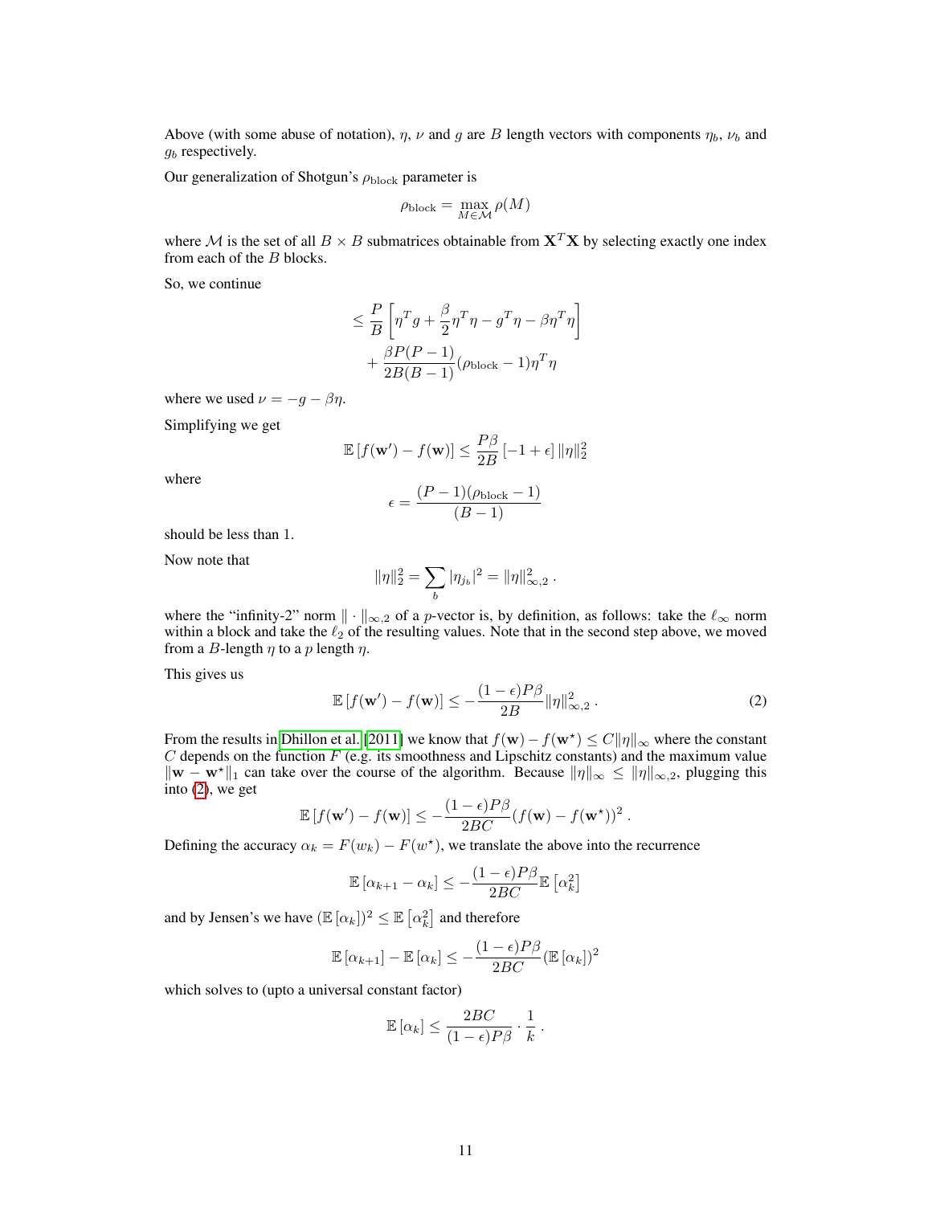Above (with some abuse of notation), $\eta$, $\nu$ and $g$ are $B$ length vectors with components $\eta_b$, $\nu_b$ and $g_b$ respectively.

Our generalization of Shotgun's $\rho_{\text{block}}$ parameter is

$$\rho_{\text{block}} = \max_{M \in \mathcal{M}} \rho(M)$$

where $\mathcal{M}$ is the set of all $B \times B$ submatrices obtainable from $\mathbf{X}^T\mathbf{X}$ by selecting exactly one index from each of the $B$ blocks.

So, we continue

$$\leq \frac{P}{B}\left[\eta^T g + \frac{\beta}{2}\eta^T\eta - g^T\eta - \beta\eta^T\eta\right] + \frac{\beta P(P-1)}{2B(B-1)}(\rho_{\text{block}} - 1)\eta^T\eta$$

where we used $\nu = -g - \beta\eta$.

Simplifying we get

$$\mathbb{E}\left[f(\mathbf{w}') - f(\mathbf{w})\right] \leq \frac{P\beta}{2B}\left[-1 + \epsilon\right]\|\eta\|_2^2$$

where

$$\epsilon = \frac{(P-1)(\rho_{\text{block}} - 1)}{(B-1)}$$

should be less than 1.

Now note that

$$\|\eta\|_2^2 = \sum_b |\eta_{j_b}|^2 = \|\eta\|_{\infty,2}^2 .$$

where the "infinity-2" norm $\|\cdot\|_{\infty,2}$ of a $p$-vector is, by definition, as follows: take the $\ell_\infty$ norm within a block and take the $\ell_2$ of the resulting values. Note that in the second step above, we moved from a $B$-length $\eta$ to a $p$ length $\eta$.

This gives us

$$\mathbb{E}\left[f(\mathbf{w}') - f(\mathbf{w})\right] \leq -\frac{(1-\epsilon)P\beta}{2B}\|\eta\|_{\infty,2}^2 . \tag{2}$$

From the results in Dhillon et al. [2011] we know that $f(\mathbf{w}) - f(\mathbf{w}^\star) \leq C\|\eta\|_\infty$ where the constant $C$ depends on the function $F$ (e.g. its smoothness and Lipschitz constants) and the maximum value $\|\mathbf{w} - \mathbf{w}^\star\|_1$ can take over the course of the algorithm. Because $\|\eta\|_\infty \leq \|\eta\|_{\infty,2}$, plugging this into (2), we get

$$\mathbb{E}\left[f(\mathbf{w}') - f(\mathbf{w})\right] \leq -\frac{(1-\epsilon)P\beta}{2BC}(f(\mathbf{w}) - f(\mathbf{w}^\star))^2 .$$

Defining the accuracy $\alpha_k = F(w_k) - F(w^\star)$, we translate the above into the recurrence

$$\mathbb{E}\left[\alpha_{k+1} - \alpha_k\right] \leq -\frac{(1-\epsilon)P\beta}{2BC}\mathbb{E}\left[\alpha_k^2\right]$$

and by Jensen's we have $(\mathbb{E}\left[\alpha_k\right])^2 \leq \mathbb{E}\left[\alpha_k^2\right]$ and therefore

$$\mathbb{E}\left[\alpha_{k+1}\right] - \mathbb{E}\left[\alpha_k\right] \leq -\frac{(1-\epsilon)P\beta}{2BC}(\mathbb{E}\left[\alpha_k\right])^2$$

which solves to (upto a universal constant factor)

$$\mathbb{E}\left[\alpha_k\right] \leq \frac{2BC}{(1-\epsilon)P\beta} \cdot \frac{1}{k} .$$